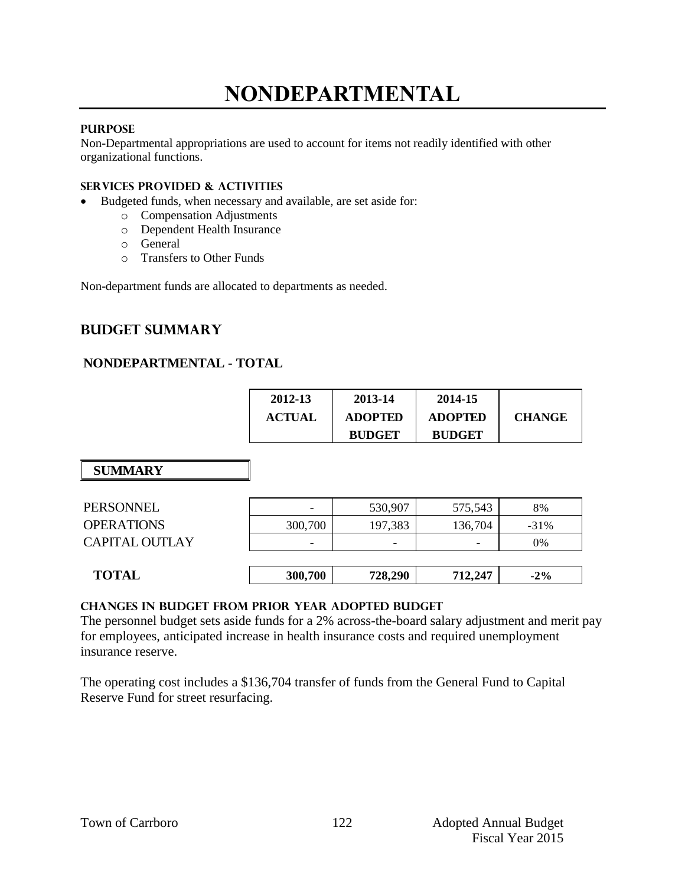# NONDEPARTMENTAL

### PURPOSE

Non-Departmental appropriations are used to account for items not readily identified with other organizational functions.

### SERVICES PROVIDED & ACTIVITIES

- Budgeted funds, when necessary and available, are set aside for:
    - Compensation Adjustments
    - Dependent Health Insurance
    - General
    - Transfers to Other Funds

Non-department funds are allocated to departments as needed.

## BUDGET SUMMARY

### NONDEPARTMENTAL - TOTAL

| | 2012-13 ACTUAL | 2013-14 ADOPTED BUDGET | 2014-15 ADOPTED BUDGET | CHANGE |
|---|---|---|---|---|
| **SUMMARY** | | | | |
| PERSONNEL | - | 530,907 | 575,543 | 8% |
| OPERATIONS | 300,700 | 197,383 | 136,704 | -31% |
| CAPITAL OUTLAY | - | - | - | 0% |
| **TOTAL** | **300,700** | **728,290** | **712,247** | **-2%** |

### CHANGES IN BUDGET FROM PRIOR YEAR ADOPTED BUDGET

The personnel budget sets aside funds for a 2% across-the-board salary adjustment and merit pay for employees, anticipated increase in health insurance costs and required unemployment insurance reserve.

The operating cost includes a $136,704 transfer of funds from the General Fund to Capital Reserve Fund for street resurfacing.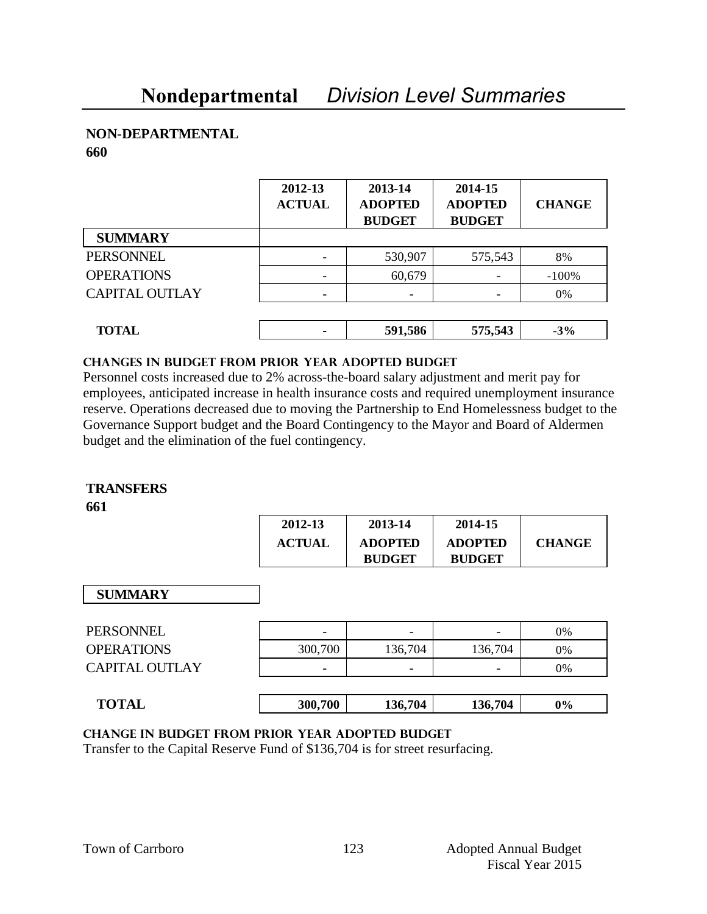# Nondepartmental *Division Level Summaries*

## NON-DEPARTMENTAL
**660**

| | 2012-13 ACTUAL | 2013-14 ADOPTED BUDGET | 2014-15 ADOPTED BUDGET | CHANGE |
|---|---|---|---|---|
| **SUMMARY** | | | | |
| PERSONNEL | - | 530,907 | 575,543 | 8% |
| OPERATIONS | - | 60,679 | - | -100% |
| CAPITAL OUTLAY | - | - | - | 0% |
| **TOTAL** | **-** | **591,586** | **575,543** | **-3%** |

**CHANGES IN BUDGET FROM PRIOR YEAR ADOPTED BUDGET**

Personnel costs increased due to 2% across-the-board salary adjustment and merit pay for employees, anticipated increase in health insurance costs and required unemployment insurance reserve. Operations decreased due to moving the Partnership to End Homelessness budget to the Governance Support budget and the Board Contingency to the Mayor and Board of Aldermen budget and the elimination of the fuel contingency.

## TRANSFERS
**661**

| | 2012-13 ACTUAL | 2013-14 ADOPTED BUDGET | 2014-15 ADOPTED BUDGET | CHANGE |
|---|---|---|---|---|
| **SUMMARY** | | | | |
| PERSONNEL | - | - | - | 0% |
| OPERATIONS | 300,700 | 136,704 | 136,704 | 0% |
| CAPITAL OUTLAY | - | - | - | 0% |
| **TOTAL** | **300,700** | **136,704** | **136,704** | **0%** |

**CHANGE IN BUDGET FROM PRIOR YEAR ADOPTED BUDGET**

Transfer to the Capital Reserve Fund of $136,704 is for street resurfacing.